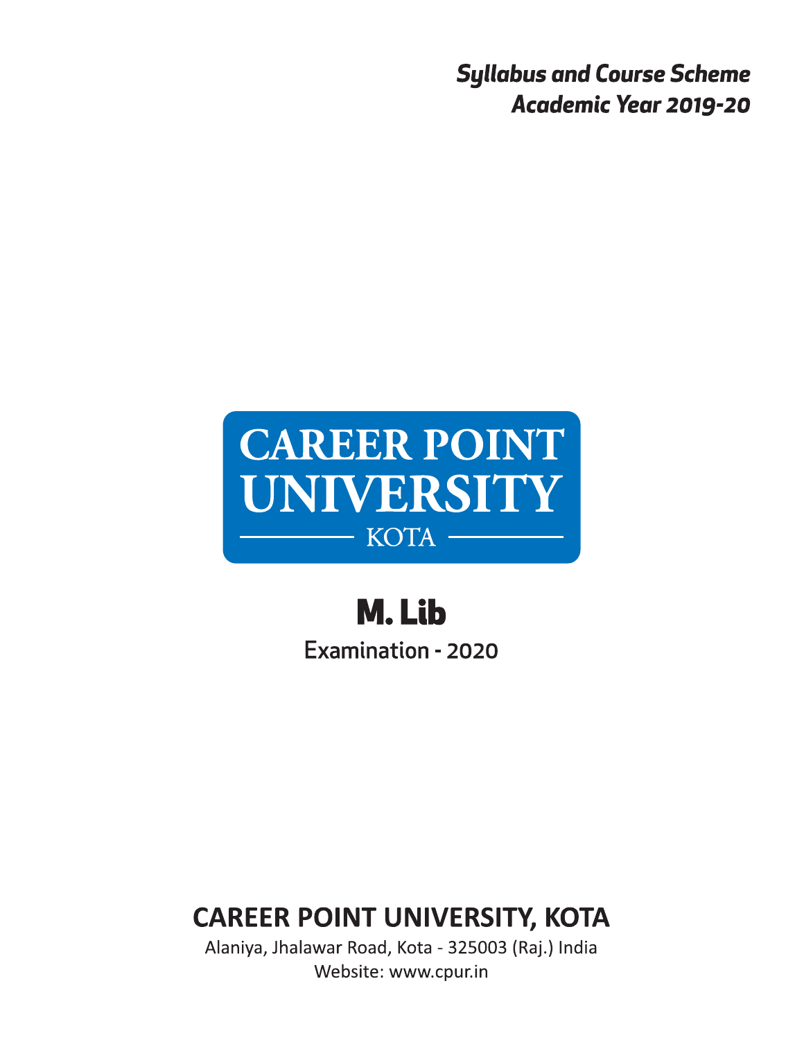***Syllabus and Course Scheme***
***Academic Year 2019-20***

**CAREER POINT UNIVERSITY**

**KOTA**

# M. Lib

Examination - 2020

## CAREER POINT UNIVERSITY, KOTA

Alaniya, Jhalawar Road, Kota - 325003 (Raj.) India

Website: www.cpur.in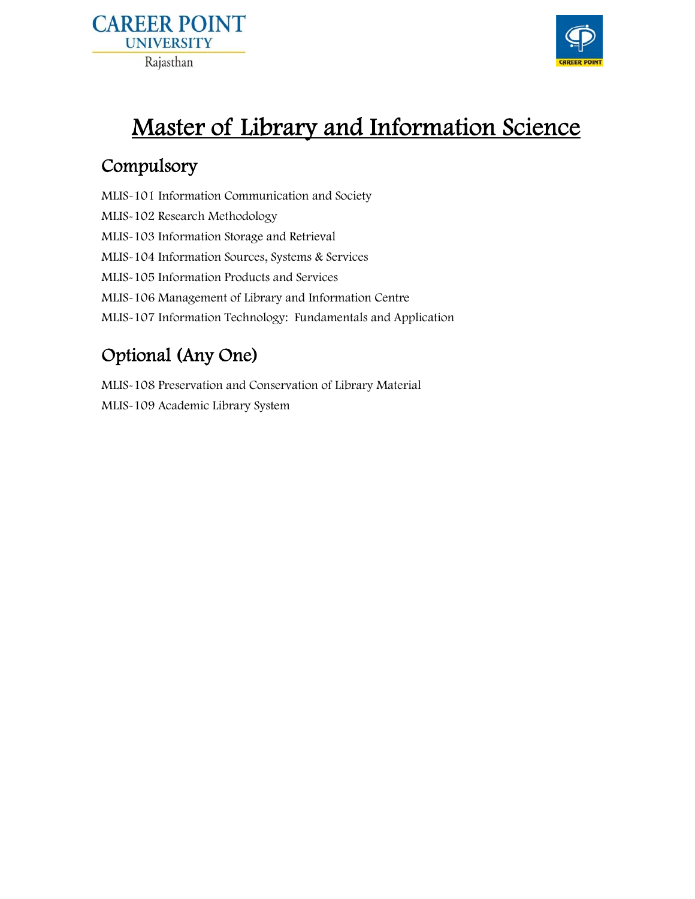# Master of Library and Information Science

## Compulsory

MLIS-101 Information Communication and Society

MLIS-102 Research Methodology

MLIS-103 Information Storage and Retrieval

MLIS-104 Information Sources, Systems & Services

MLIS-105 Information Products and Services

MLIS-106 Management of Library and Information Centre

MLIS-107 Information Technology: Fundamentals and Application

## Optional (Any One)

MLIS-108 Preservation and Conservation of Library Material

MLIS-109 Academic Library System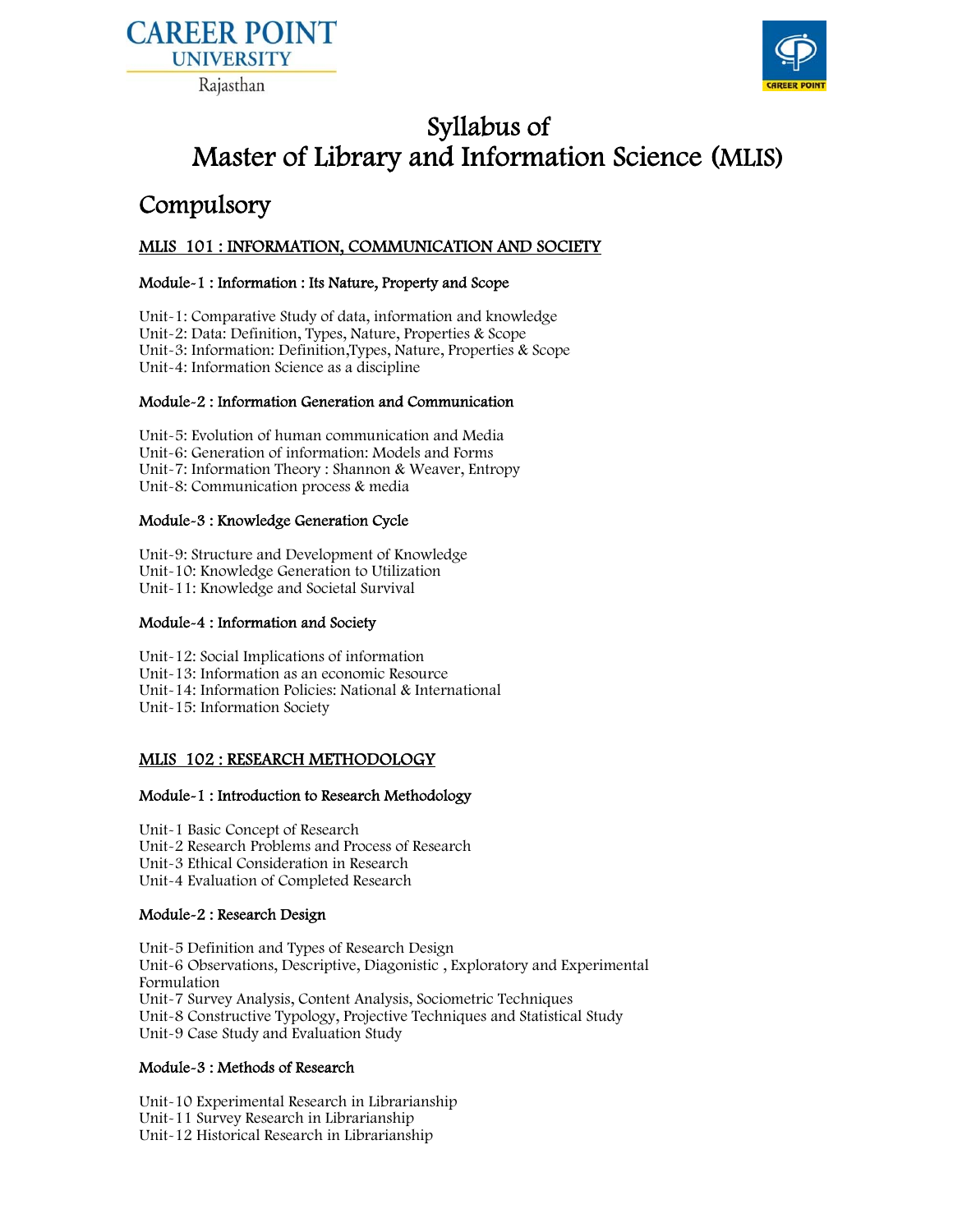CAREER POINT UNIVERSITY

Rajasthan

# Syllabus of
# Master of Library and Information Science (MLIS)

## Compulsory

### MLIS 101 : INFORMATION, COMMUNICATION AND SOCIETY

**Module-1 : Information : Its Nature, Property and Scope**

Unit-1: Comparative Study of data, information and knowledge
Unit-2: Data: Definition, Types, Nature, Properties & Scope
Unit-3: Information: Definition,Types, Nature, Properties & Scope
Unit-4: Information Science as a discipline

**Module-2 : Information Generation and Communication**

Unit-5: Evolution of human communication and Media
Unit-6: Generation of information: Models and Forms
Unit-7: Information Theory : Shannon & Weaver, Entropy
Unit-8: Communication process & media

**Module-3 : Knowledge Generation Cycle**

Unit-9: Structure and Development of Knowledge
Unit-10: Knowledge Generation to Utilization
Unit-11: Knowledge and Societal Survival

**Module-4 : Information and Society**

Unit-12: Social Implications of information
Unit-13: Information as an economic Resource
Unit-14: Information Policies: National & International
Unit-15: Information Society

### MLIS 102 : RESEARCH METHODOLOGY

**Module-1 : Introduction to Research Methodology**

Unit-1 Basic Concept of Research
Unit-2 Research Problems and Process of Research
Unit-3 Ethical Consideration in Research
Unit-4 Evaluation of Completed Research

**Module-2 : Research Design**

Unit-5 Definition and Types of Research Design
Unit-6 Observations, Descriptive, Diagonistic , Exploratory and Experimental Formulation
Unit-7 Survey Analysis, Content Analysis, Sociometric Techniques
Unit-8 Constructive Typology, Projective Techniques and Statistical Study
Unit-9 Case Study and Evaluation Study

**Module-3 : Methods of Research**

Unit-10 Experimental Research in Librarianship
Unit-11 Survey Research in Librarianship
Unit-12 Historical Research in Librarianship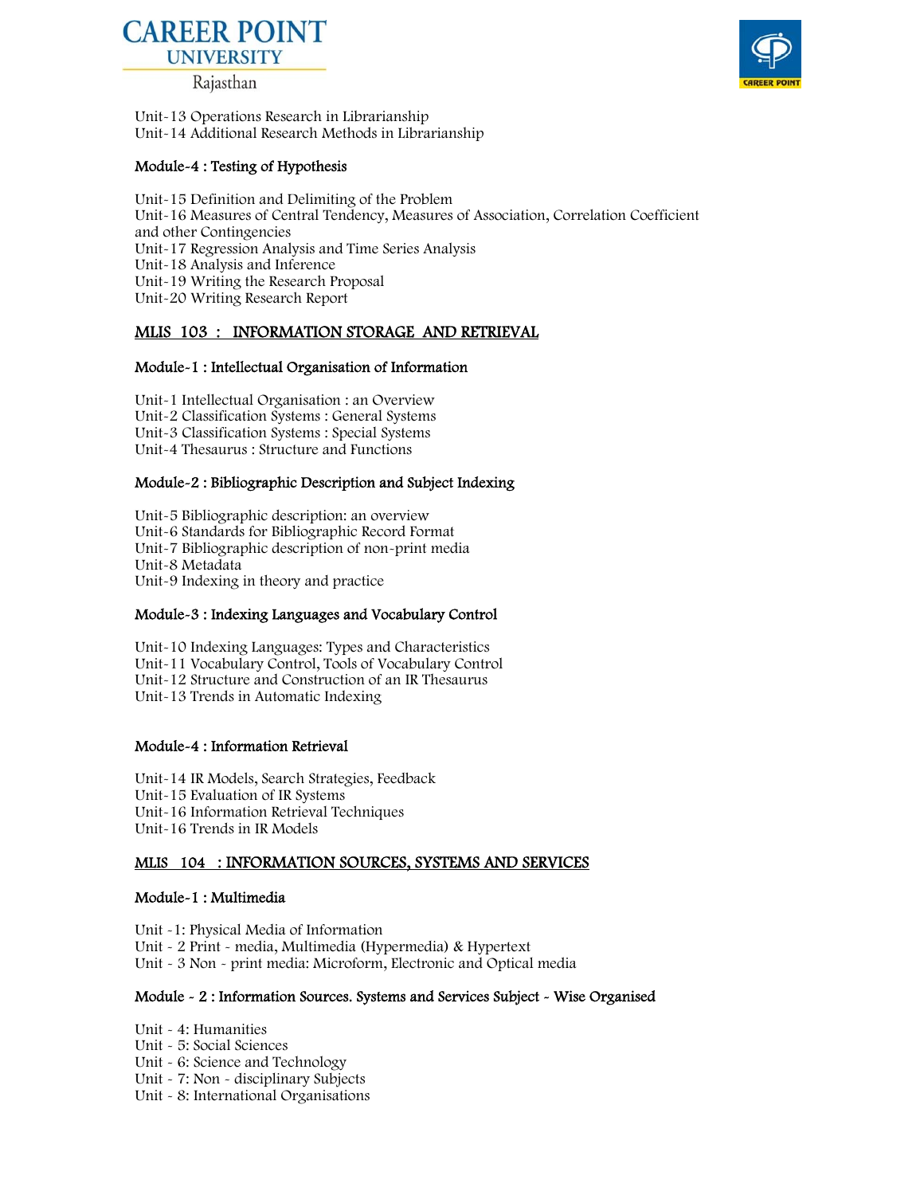Unit-13 Operations Research in Librarianship
Unit-14 Additional Research Methods in Librarianship

### Module-4 : Testing of Hypothesis

Unit-15 Definition and Delimiting of the Problem
Unit-16 Measures of Central Tendency, Measures of Association, Correlation Coefficient and other Contingencies
Unit-17 Regression Analysis and Time Series Analysis
Unit-18 Analysis and Inference
Unit-19 Writing the Research Proposal
Unit-20 Writing Research Report

## MLIS 103 : INFORMATION STORAGE AND RETRIEVAL

### Module-1 : Intellectual Organisation of Information

Unit-1 Intellectual Organisation : an Overview
Unit-2 Classification Systems : General Systems
Unit-3 Classification Systems : Special Systems
Unit-4 Thesaurus : Structure and Functions

### Module-2 : Bibliographic Description and Subject Indexing

Unit-5 Bibliographic description: an overview
Unit-6 Standards for Bibliographic Record Format
Unit-7 Bibliographic description of non-print media
Unit-8 Metadata
Unit-9 Indexing in theory and practice

### Module-3 : Indexing Languages and Vocabulary Control

Unit-10 Indexing Languages: Types and Characteristics
Unit-11 Vocabulary Control, Tools of Vocabulary Control
Unit-12 Structure and Construction of an IR Thesaurus
Unit-13 Trends in Automatic Indexing

### Module-4 : Information Retrieval

Unit-14 IR Models, Search Strategies, Feedback
Unit-15 Evaluation of IR Systems
Unit-16 Information Retrieval Techniques
Unit-16 Trends in IR Models

## MLIS 104 : INFORMATION SOURCES, SYSTEMS AND SERVICES

### Module-1 : Multimedia

Unit -1: Physical Media of Information
Unit - 2 Print - media, Multimedia (Hypermedia) & Hypertext
Unit - 3 Non - print media: Microform, Electronic and Optical media

### Module - 2 : Information Sources. Systems and Services Subject - Wise Organised

Unit - 4: Humanities
Unit - 5: Social Sciences
Unit - 6: Science and Technology
Unit - 7: Non - disciplinary Subjects
Unit - 8: International Organisations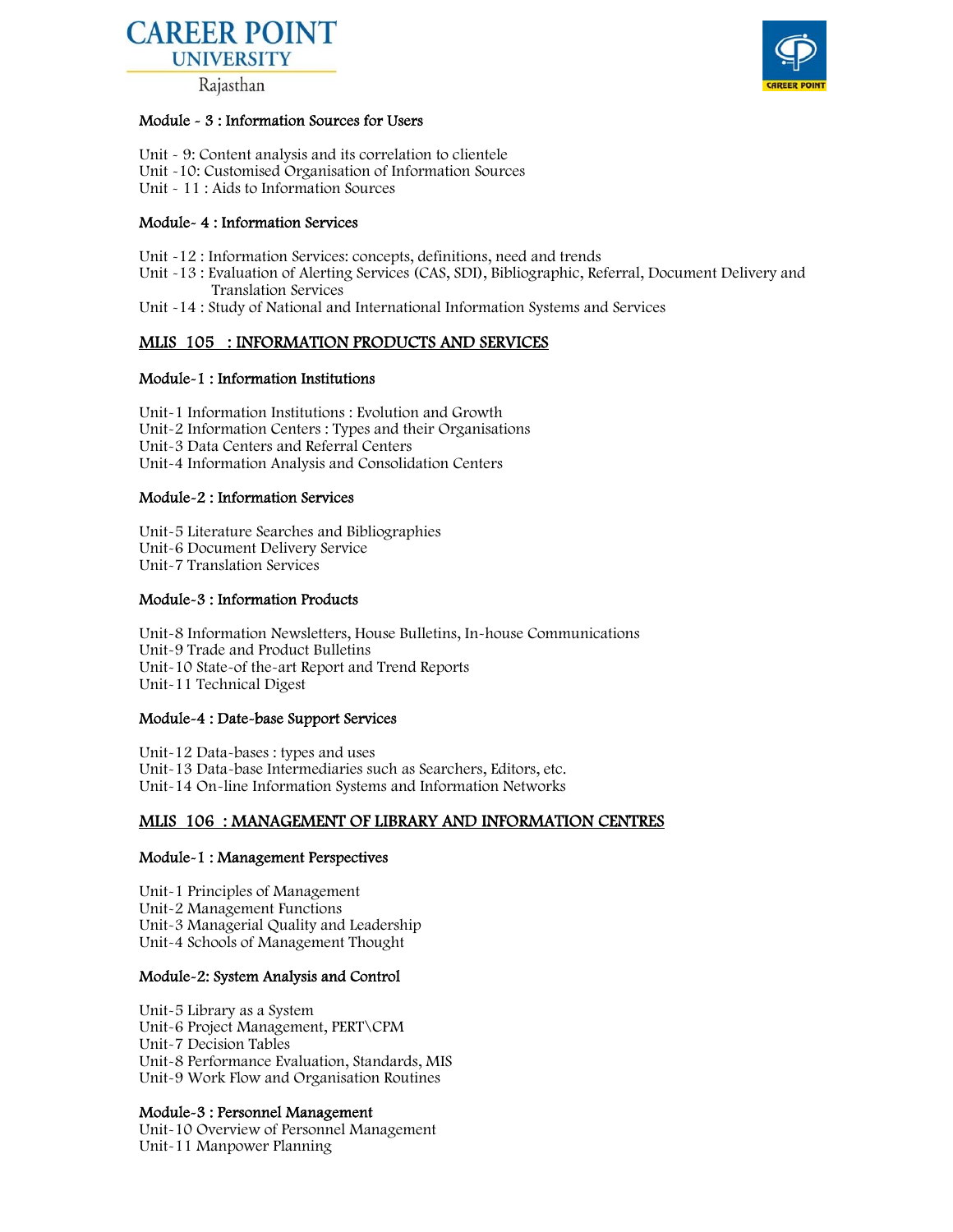#### Module - 3 : Information Sources for Users

Unit - 9: Content analysis and its correlation to clientele
Unit -10: Customised Organisation of Information Sources
Unit - 11 : Aids to Information Sources

#### Module- 4 : Information Services

Unit -12 : Information Services: concepts, definitions, need and trends
Unit -13 : Evaluation of Alerting Services (CAS, SDI), Bibliographic, Referral, Document Delivery and Translation Services
Unit -14 : Study of National and International Information Systems and Services

## MLIS 105 : INFORMATION PRODUCTS AND SERVICES

#### Module-1 : Information Institutions

Unit-1 Information Institutions : Evolution and Growth
Unit-2 Information Centers : Types and their Organisations
Unit-3 Data Centers and Referral Centers
Unit-4 Information Analysis and Consolidation Centers

#### Module-2 : Information Services

Unit-5 Literature Searches and Bibliographies
Unit-6 Document Delivery Service
Unit-7 Translation Services

#### Module-3 : Information Products

Unit-8 Information Newsletters, House Bulletins, In-house Communications
Unit-9 Trade and Product Bulletins
Unit-10 State-of the-art Report and Trend Reports
Unit-11 Technical Digest

#### Module-4 : Date-base Support Services

Unit-12 Data-bases : types and uses
Unit-13 Data-base Intermediaries such as Searchers, Editors, etc.
Unit-14 On-line Information Systems and Information Networks

## MLIS 106 : MANAGEMENT OF LIBRARY AND INFORMATION CENTRES

#### Module-1 : Management Perspectives

Unit-1 Principles of Management
Unit-2 Management Functions
Unit-3 Managerial Quality and Leadership
Unit-4 Schools of Management Thought

#### Module-2: System Analysis and Control

Unit-5 Library as a System
Unit-6 Project Management, PERT\CPM
Unit-7 Decision Tables
Unit-8 Performance Evaluation, Standards, MIS
Unit-9 Work Flow and Organisation Routines

#### Module-3 : Personnel Management

Unit-10 Overview of Personnel Management
Unit-11 Manpower Planning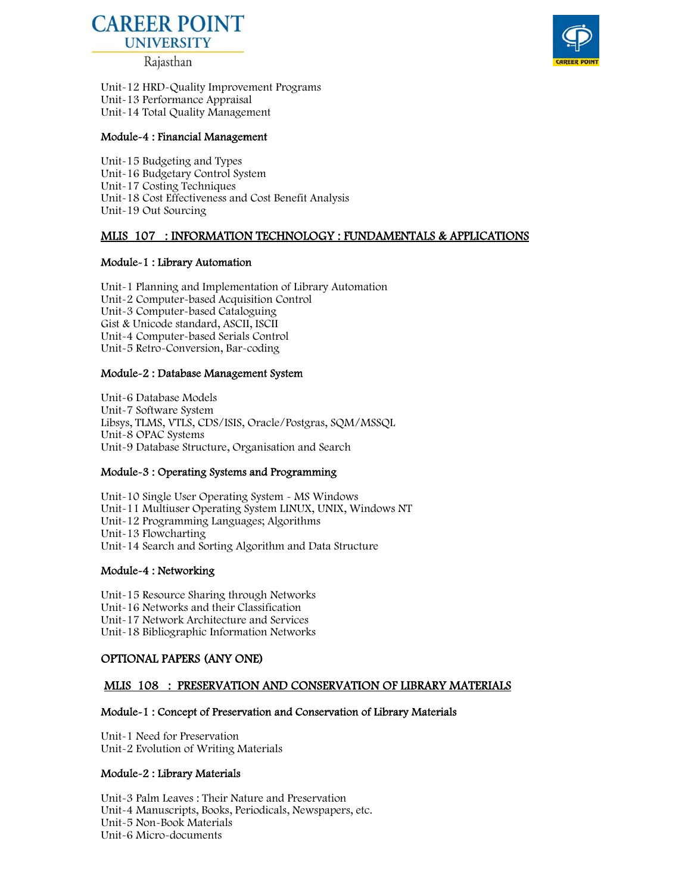Unit-12 HRD-Quality Improvement Programs
Unit-13 Performance Appraisal
Unit-14 Total Quality Management

**Module-4 : Financial Management**

Unit-15 Budgeting and Types
Unit-16 Budgetary Control System
Unit-17 Costing Techniques
Unit-18 Cost Effectiveness and Cost Benefit Analysis
Unit-19 Out Sourcing

## MLIS 107 : INFORMATION TECHNOLOGY : FUNDAMENTALS & APPLICATIONS

**Module-1 : Library Automation**

Unit-1 Planning and Implementation of Library Automation
Unit-2 Computer-based Acquisition Control
Unit-3 Computer-based Cataloguing
Gist & Unicode standard, ASCII, ISCII
Unit-4 Computer-based Serials Control
Unit-5 Retro-Conversion, Bar-coding

**Module-2 : Database Management System**

Unit-6 Database Models
Unit-7 Software System
Libsys, TLMS, VTLS, CDS/ISIS, Oracle/Postgras, SQM/MSSQL
Unit-8 OPAC Systems
Unit-9 Database Structure, Organisation and Search

**Module-3 : Operating Systems and Programming**

Unit-10 Single User Operating System - MS Windows
Unit-11 Multiuser Operating System LINUX, UNIX, Windows NT
Unit-12 Programming Languages; Algorithms
Unit-13 Flowcharting
Unit-14 Search and Sorting Algorithm and Data Structure

**Module-4 : Networking**

Unit-15 Resource Sharing through Networks
Unit-16 Networks and their Classification
Unit-17 Network Architecture and Services
Unit-18 Bibliographic Information Networks

## OPTIONAL PAPERS (ANY ONE)

## MLIS 108 : PRESERVATION AND CONSERVATION OF LIBRARY MATERIALS

**Module-1 : Concept of Preservation and Conservation of Library Materials**

Unit-1 Need for Preservation
Unit-2 Evolution of Writing Materials

**Module-2 : Library Materials**

Unit-3 Palm Leaves : Their Nature and Preservation
Unit-4 Manuscripts, Books, Periodicals, Newspapers, etc.
Unit-5 Non-Book Materials
Unit-6 Micro-documents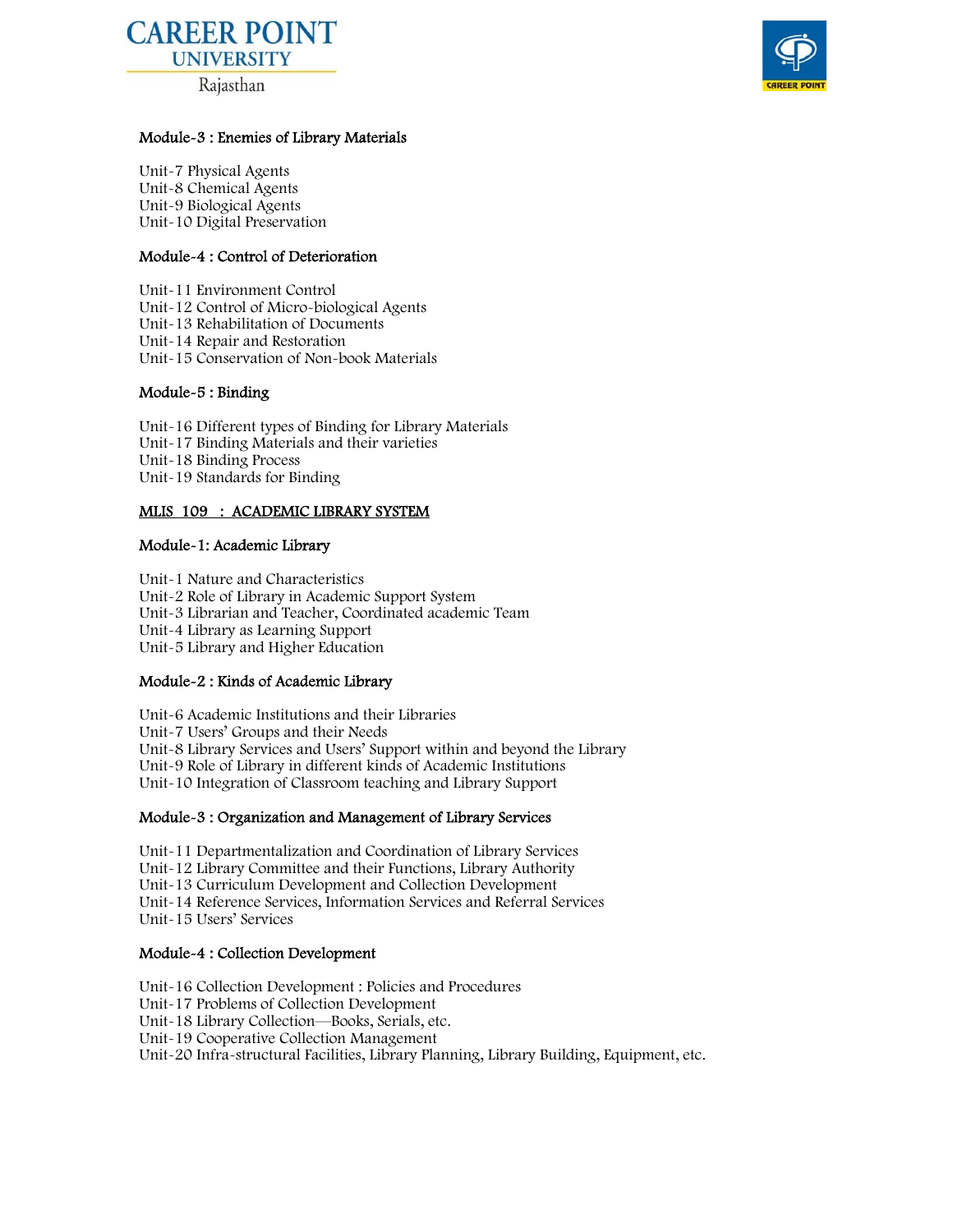### Module-3 : Enemies of Library Materials

Unit-7 Physical Agents
Unit-8 Chemical Agents
Unit-9 Biological Agents
Unit-10 Digital Preservation

### Module-4 : Control of Deterioration

Unit-11 Environment Control
Unit-12 Control of Micro-biological Agents
Unit-13 Rehabilitation of Documents
Unit-14 Repair and Restoration
Unit-15 Conservation of Non-book Materials

### Module-5 : Binding

Unit-16 Different types of Binding for Library Materials
Unit-17 Binding Materials and their varieties
Unit-18 Binding Process
Unit-19 Standards for Binding

## MLIS 109 : ACADEMIC LIBRARY SYSTEM

### Module-1: Academic Library

Unit-1 Nature and Characteristics
Unit-2 Role of Library in Academic Support System
Unit-3 Librarian and Teacher, Coordinated academic Team
Unit-4 Library as Learning Support
Unit-5 Library and Higher Education

### Module-2 : Kinds of Academic Library

Unit-6 Academic Institutions and their Libraries
Unit-7 Users' Groups and their Needs
Unit-8 Library Services and Users' Support within and beyond the Library
Unit-9 Role of Library in different kinds of Academic Institutions
Unit-10 Integration of Classroom teaching and Library Support

### Module-3 : Organization and Management of Library Services

Unit-11 Departmentalization and Coordination of Library Services
Unit-12 Library Committee and their Functions, Library Authority
Unit-13 Curriculum Development and Collection Development
Unit-14 Reference Services, Information Services and Referral Services
Unit-15 Users' Services

### Module-4 : Collection Development

Unit-16 Collection Development : Policies and Procedures
Unit-17 Problems of Collection Development
Unit-18 Library Collection—Books, Serials, etc.
Unit-19 Cooperative Collection Management
Unit-20 Infra-structural Facilities, Library Planning, Library Building, Equipment, etc.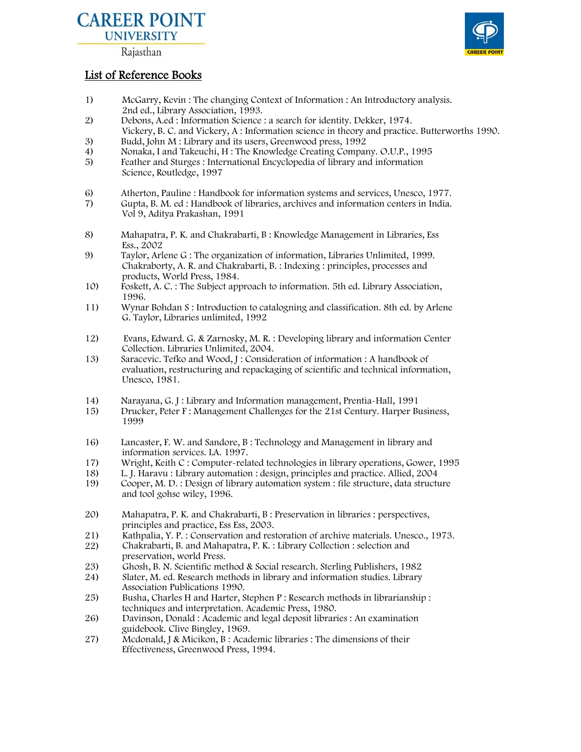## List of Reference Books

1) McGarry, Kevin : The changing Context of Information : An Introductory analysis. 2nd ed., Library Association, 1993.
2) Debons, A.ed : Information Science : a search for identity. Dekker, 1974.
   Vickery, B. C. and Vickery, A : Information science in theory and practice. Butterworths 1990.
3) Budd, John M : Library and its users, Greenwood press, 1992
4) Nonaka, I and Takeuchi, H : The Knowledge Creating Company. O.U.P., 1995
5) Feather and Sturges : International Encyclopedia of library and information Science, Routledge, 1997
6) Atherton, Pauline : Handbook for information systems and services, Unesco, 1977.
7) Gupta, B. M. ed : Handbook of libraries, archives and information centers in India. Vol 9, Aditya Prakashan, 1991
8) Mahapatra, P. K. and Chakrabarti, B : Knowledge Management in Libraries, Ess Ess., 2002
9) Taylor, Arlene G : The organization of information, Libraries Unlimited, 1999.
   Chakraborty, A. R. and Chakrabarti, B. : Indexing : principles, processes and products, World Press, 1984.
10) Foskett, A. C. : The Subject approach to information. 5th ed. Library Association, 1996.
11) Wynar Bohdan S : Introduction to cataloging and classification. 8th ed. by Arlene G. Taylor, Libraries unlimited, 1992
12) Evans, Edward. G. & Zarnosky, M. R. : Developing library and information Center Collection. Libraries Unlimited, 2004.
13) Saracevic. Tefko and Wood, J : Consideration of information : A handbook of evaluation, restructuring and repackaging of scientific and technical information, Unesco, 1981.
14) Narayana, G. J : Library and Information management, Prentia-Hall, 1991
15) Drucker, Peter F : Management Challenges for the 21st Century. Harper Business, 1999
16) Lancaster, F. W. and Sandore, B : Technology and Management in library and information services. LA. 1997.
17) Wright, Keith C : Computer-related technologies in library operations, Gower, 1995
18) L. J. Haravu : Library automation : design, principles and practice. Allied, 2004
19) Cooper, M. D. : Design of library automation system : file structure, data structure and tool gohse wiley, 1996.
20) Mahapatra, P. K. and Chakrabarti, B : Preservation in libraries : perspectives, principles and practice, Ess Ess, 2003.
21) Kathpalia, Y. P. : Conservation and restoration of archive materials. Unesco., 1973.
22) Chakrabarti, B. and Mahapatra, P. K. : Library Collection : selection and preservation, world Press.
23) Ghosh, B. N. Scientific method & Social research. Sterling Publishers, 1982
24) Slater, M. ed. Research methods in library and information studies. Library Association Publications 1990.
25) Busha, Charles H and Harter, Stephen P : Research methods in librarianship : techniques and interpretation. Academic Press, 1980.
26) Davinson, Donald : Academic and legal deposit libraries : An examination guidebook. Clive Bingley, 1969.
27) Mcdonald, J & Micikon, B : Academic libraries : The dimensions of their Effectiveness, Greenwood Press, 1994.